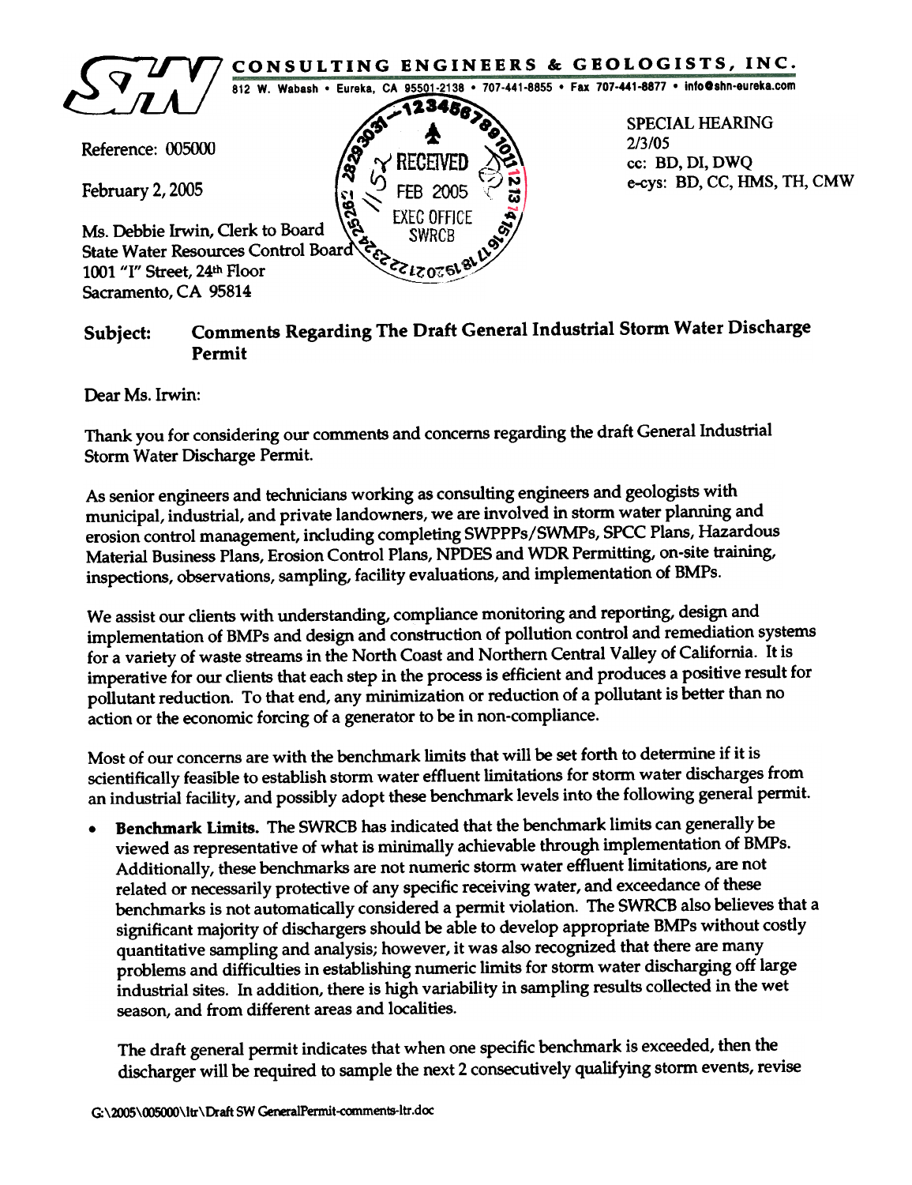**SHN CONSULTING ENGINEERS & GEOLOGISTS, INC.**

812 W. Wabash • Eureka, CA 95501-2138 • 707-441-8855 • Fax 707-441-8877 • info@shn-eureka.com

RECEIVED
FEB 2005
EXEC OFFICE
SWRCB

SPECIAL HEARING
2/3/05
cc: BD, DI, DWQ
e-cys: BD, CC, HMS, TH, CMW

Reference: 005000

February 2, 2005

Ms. Debbie Irwin, Clerk to Board
State Water Resources Control Board
1001 "I" Street, 24th Floor
Sacramento, CA 95814

**Subject: Comments Regarding The Draft General Industrial Storm Water Discharge Permit**

Dear Ms. Irwin:

Thank you for considering our comments and concerns regarding the draft General Industrial Storm Water Discharge Permit.

As senior engineers and technicians working as consulting engineers and geologists with municipal, industrial, and private landowners, we are involved in storm water planning and erosion control management, including completing SWPPPs/SWMPs, SPCC Plans, Hazardous Material Business Plans, Erosion Control Plans, NPDES and WDR Permitting, on-site training, inspections, observations, sampling, facility evaluations, and implementation of BMPs.

We assist our clients with understanding, compliance monitoring and reporting, design and implementation of BMPs and design and construction of pollution control and remediation systems for a variety of waste streams in the North Coast and Northern Central Valley of California. It is imperative for our clients that each step in the process is efficient and produces a positive result for pollutant reduction. To that end, any minimization or reduction of a pollutant is better than no action or the economic forcing of a generator to be in non-compliance.

Most of our concerns are with the benchmark limits that will be set forth to determine if it is scientifically feasible to establish storm water effluent limitations for storm water discharges from an industrial facility, and possibly adopt these benchmark levels into the following general permit.

- **Benchmark Limits.** The SWRCB has indicated that the benchmark limits can generally be viewed as representative of what is minimally achievable through implementation of BMPs. Additionally, these benchmarks are not numeric storm water effluent limitations, are not related or necessarily protective of any specific receiving water, and exceedance of these benchmarks is not automatically considered a permit violation. The SWRCB also believes that a significant majority of dischargers should be able to develop appropriate BMPs without costly quantitative sampling and analysis; however, it was also recognized that there are many problems and difficulties in establishing numeric limits for storm water discharging off large industrial sites. In addition, there is high variability in sampling results collected in the wet season, and from different areas and localities.

  The draft general permit indicates that when one specific benchmark is exceeded, then the discharger will be required to sample the next 2 consecutively qualifying storm events, revise

G:\2005\005000\ltr\Draft SW GeneralPermit-comments-ltr.doc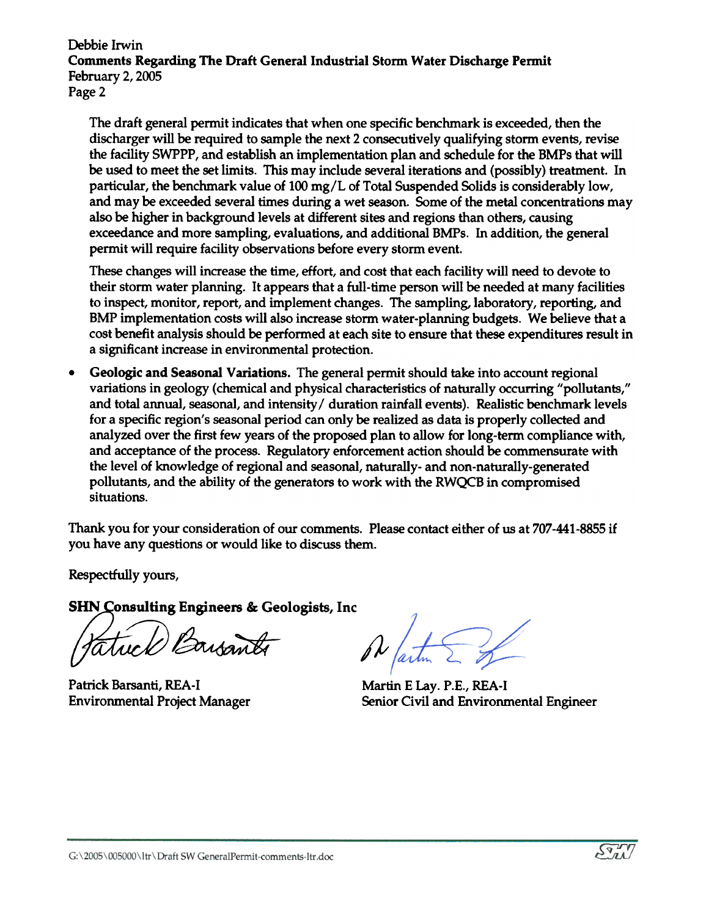The draft general permit indicates that when one specific benchmark is exceeded, then the discharger will be required to sample the next 2 consecutively qualifying storm events, revise the facility SWPPP, and establish an implementation plan and schedule for the BMPs that will be used to meet the set limits. This may include several iterations and (possibly) treatment. In particular, the benchmark value of 100 mg/L of Total Suspended Solids is considerably low, and may be exceeded several times during a wet season. Some of the metal concentrations may also be higher in background levels at different sites and regions than others, causing exceedance and more sampling, evaluations, and additional BMPs. In addition, the general permit will require facility observations before every storm event.

These changes will increase the time, effort, and cost that each facility will need to devote to their storm water planning. It appears that a full-time person will be needed at many facilities to inspect, monitor, report, and implement changes. The sampling, laboratory, reporting, and BMP implementation costs will also increase storm water-planning budgets. We believe that a cost benefit analysis should be performed at each site to ensure that these expenditures result in a significant increase in environmental protection.

- **Geologic and Seasonal Variations.** The general permit should take into account regional variations in geology (chemical and physical characteristics of naturally occurring "pollutants," and total annual, seasonal, and intensity/ duration rainfall events). Realistic benchmark levels for a specific region's seasonal period can only be realized as data is properly collected and analyzed over the first few years of the proposed plan to allow for long-term compliance with, and acceptance of the process. Regulatory enforcement action should be commensurate with the level of knowledge of regional and seasonal, naturally- and non-naturally-generated pollutants, and the ability of the generators to work with the RWQCB in compromised situations.

Thank you for your consideration of our comments. Please contact either of us at 707-441-8855 if you have any questions or would like to discuss them.

Respectfully yours,

**SHN Consulting Engineers & Geologists, Inc**

Patrick Barsanti, REA-I
Environmental Project Manager

Martin E Lay. P.E., REA-I
Senior Civil and Environmental Engineer

G:\2005\005000\ltr\Draft SW GeneralPermit-comments-ltr.doc